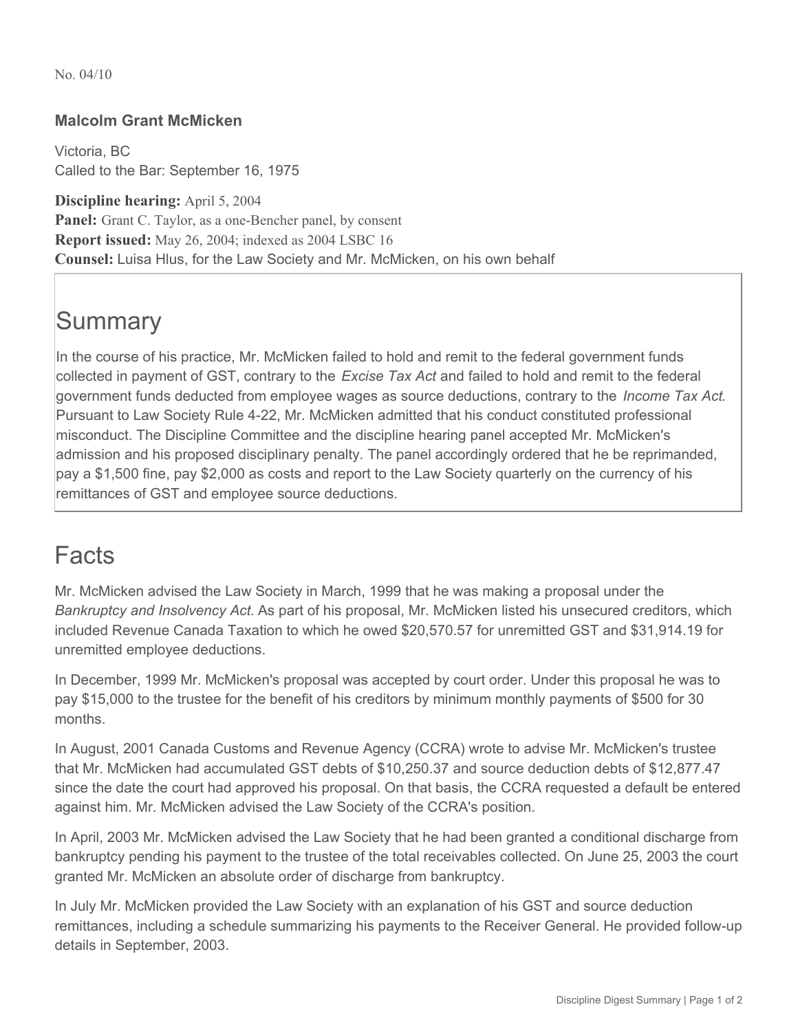No. 04/10

### Malcolm Grant McMicken

Victoria, BC
Called to the Bar: September 16, 1975

**Discipline hearing:** April 5, 2004
**Panel:** Grant C. Taylor, as a one-Bencher panel, by consent
**Report issued:** May 26, 2004; indexed as 2004 LSBC 16
**Counsel:** Luisa Hlus, for the Law Society and Mr. McMicken, on his own behalf

## Summary

In the course of his practice, Mr. McMicken failed to hold and remit to the federal government funds collected in payment of GST, contrary to the *Excise Tax Act* and failed to hold and remit to the federal government funds deducted from employee wages as source deductions, contrary to the *Income Tax Act*. Pursuant to Law Society Rule 4-22, Mr. McMicken admitted that his conduct constituted professional misconduct. The Discipline Committee and the discipline hearing panel accepted Mr. McMicken's admission and his proposed disciplinary penalty. The panel accordingly ordered that he be reprimanded, pay a $1,500 fine, pay $2,000 as costs and report to the Law Society quarterly on the currency of his remittances of GST and employee source deductions.

## Facts

Mr. McMicken advised the Law Society in March, 1999 that he was making a proposal under the *Bankruptcy and Insolvency Act.* As part of his proposal, Mr. McMicken listed his unsecured creditors, which included Revenue Canada Taxation to which he owed $20,570.57 for unremitted GST and $31,914.19 for unremitted employee deductions.

In December, 1999 Mr. McMicken's proposal was accepted by court order. Under this proposal he was to pay $15,000 to the trustee for the benefit of his creditors by minimum monthly payments of $500 for 30 months.

In August, 2001 Canada Customs and Revenue Agency (CCRA) wrote to advise Mr. McMicken's trustee that Mr. McMicken had accumulated GST debts of $10,250.37 and source deduction debts of $12,877.47 since the date the court had approved his proposal. On that basis, the CCRA requested a default be entered against him. Mr. McMicken advised the Law Society of the CCRA's position.

In April, 2003 Mr. McMicken advised the Law Society that he had been granted a conditional discharge from bankruptcy pending his payment to the trustee of the total receivables collected. On June 25, 2003 the court granted Mr. McMicken an absolute order of discharge from bankruptcy.

In July Mr. McMicken provided the Law Society with an explanation of his GST and source deduction remittances, including a schedule summarizing his payments to the Receiver General. He provided follow-up details in September, 2003.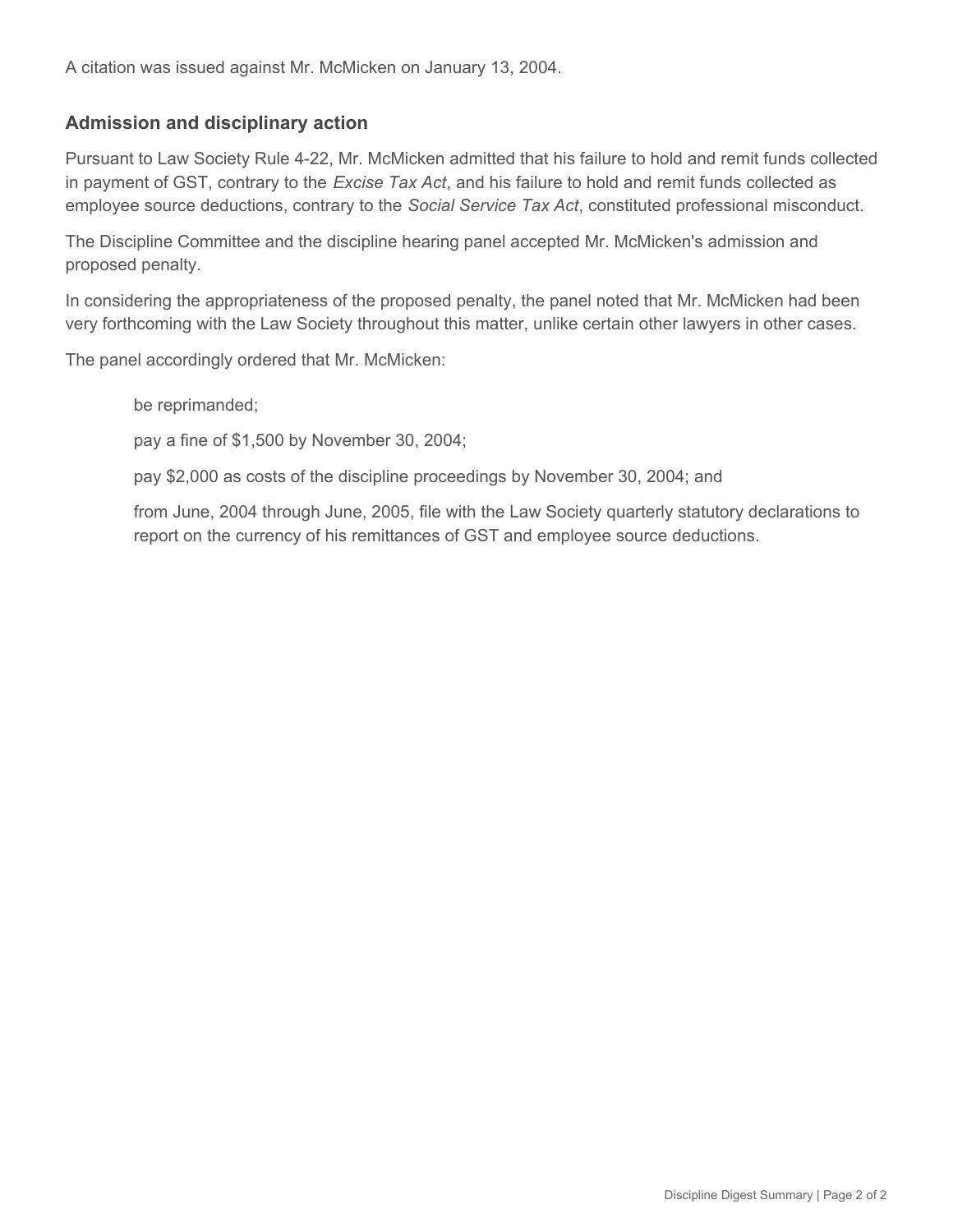A citation was issued against Mr. McMicken on January 13, 2004.

### Admission and disciplinary action

Pursuant to Law Society Rule 4-22, Mr. McMicken admitted that his failure to hold and remit funds collected in payment of GST, contrary to the *Excise Tax Act*, and his failure to hold and remit funds collected as employee source deductions, contrary to the *Social Service Tax Act*, constituted professional misconduct.

The Discipline Committee and the discipline hearing panel accepted Mr. McMicken's admission and proposed penalty.

In considering the appropriateness of the proposed penalty, the panel noted that Mr. McMicken had been very forthcoming with the Law Society throughout this matter, unlike certain other lawyers in other cases.

The panel accordingly ordered that Mr. McMicken:

- be reprimanded;
- pay a fine of $1,500 by November 30, 2004;
- pay $2,000 as costs of the discipline proceedings by November 30, 2004; and
- from June, 2004 through June, 2005, file with the Law Society quarterly statutory declarations to report on the currency of his remittances of GST and employee source deductions.